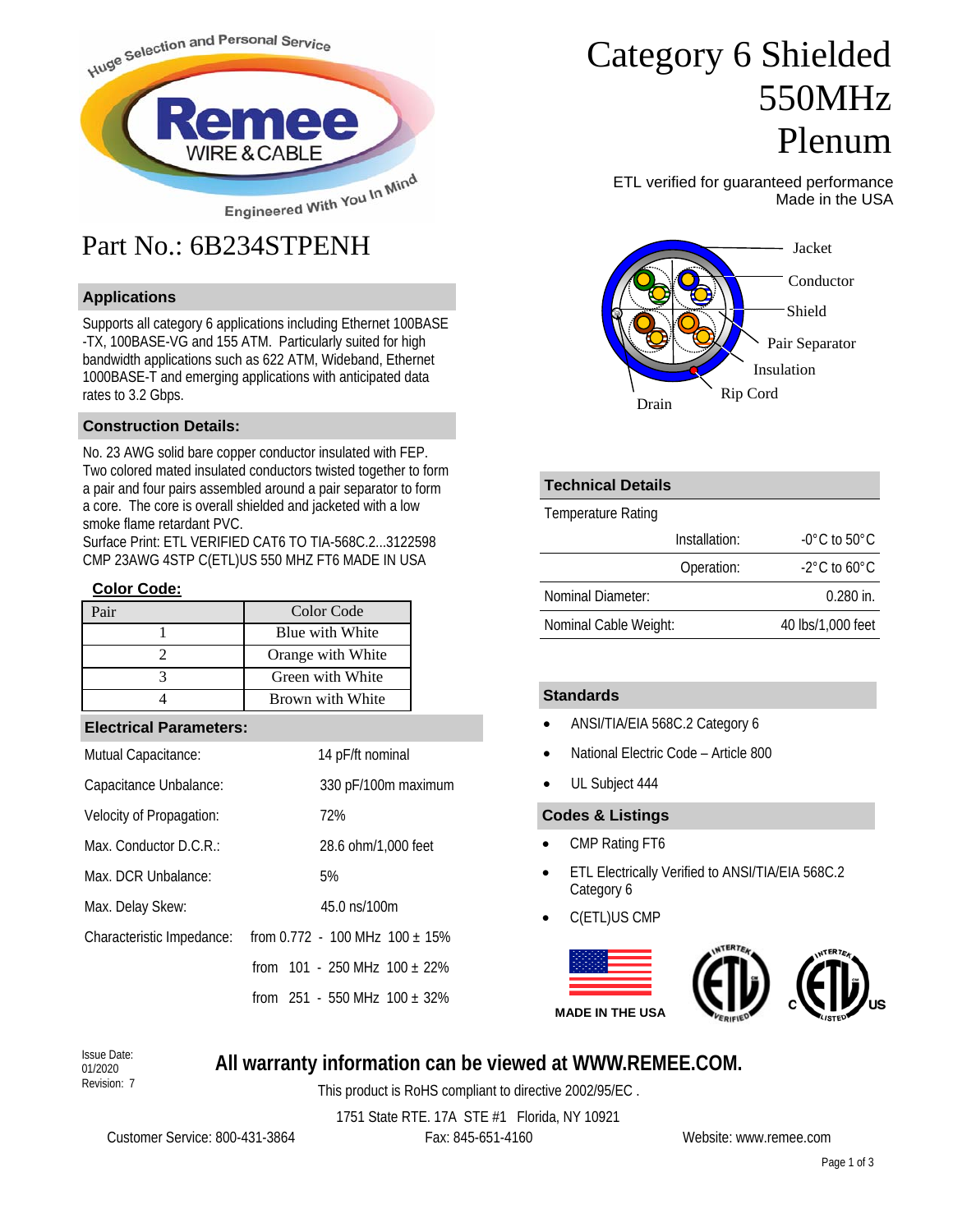# Category 6 Shielded 550MHz Plenum

ETL verified for guaranteed performance
Made in the USA

Remee WIRE & CABLE — Huge Selection and Personal Service — Engineered With You In Mind

## Part No.: 6B234STPENH

Jacket, Conductor, Shield, Pair Separator, Insulation, Rip Cord, Drain

### Applications

Supports all category 6 applications including Ethernet 100BASE-TX, 100BASE-VG and 155 ATM. Particularly suited for high bandwidth applications such as 622 ATM, Wideband, Ethernet 1000BASE-T and emerging applications with anticipated data rates to 3.2 Gbps.

### Construction Details:

No. 23 AWG solid bare copper conductor insulated with FEP. Two colored mated insulated conductors twisted together to form a pair and four pairs assembled around a pair separator to form a core. The core is overall shielded and jacketed with a low smoke flame retardant PVC.
Surface Print: ETL VERIFIED CAT6 TO TIA-568C.2...3122598 CMP 23AWG 4STP C(ETL)US 550 MHZ FT6 MADE IN USA

**Color Code:**

| Pair | Color Code |
|---|---|
| 1 | Blue with White |
| 2 | Orange with White |
| 3 | Green with White |
| 4 | Brown with White |

### Electrical Parameters:

| Parameter | Value |
|---|---|
| Mutual Capacitance: | 14 pF/ft nominal |
| Capacitance Unbalance: | 330 pF/100m maximum |
| Velocity of Propagation: | 72% |
| Max. Conductor D.C.R.: | 28.6 ohm/1,000 feet |
| Max. DCR Unbalance: | 5% |
| Max. Delay Skew: | 45.0 ns/100m |
| Characteristic Impedance: | from 0.772 - 100 MHz 100 ± 15% |
| | from 101 - 250 MHz 100 ± 22% |
| | from 251 - 550 MHz 100 ± 32% |

### Technical Details

| Temperature Rating | |
|---|---|
| Installation: | -0°C to 50°C |
| Operation: | -2°C to 60°C |
| Nominal Diameter: | 0.280 in. |
| Nominal Cable Weight: | 40 lbs/1,000 feet |

### Standards

- ANSI/TIA/EIA 568C.2 Category 6
- National Electric Code – Article 800
- UL Subject 444

### Codes & Listings

- CMP Rating FT6
- ETL Electrically Verified to ANSI/TIA/EIA 568C.2 Category 6
- C(ETL)US CMP

MADE IN THE USA

Intertek ETL Verified — Intertek C ETL US Listed

Issue Date: 01/2020
Revision: 7

**All warranty information can be viewed at WWW.REMEE.COM.**

This product is RoHS compliant to directive 2002/95/EC .

1751 State RTE. 17A STE #1 Florida, NY 10921

Customer Service: 800-431-3864 Fax: 845-651-4160 Website: www.remee.com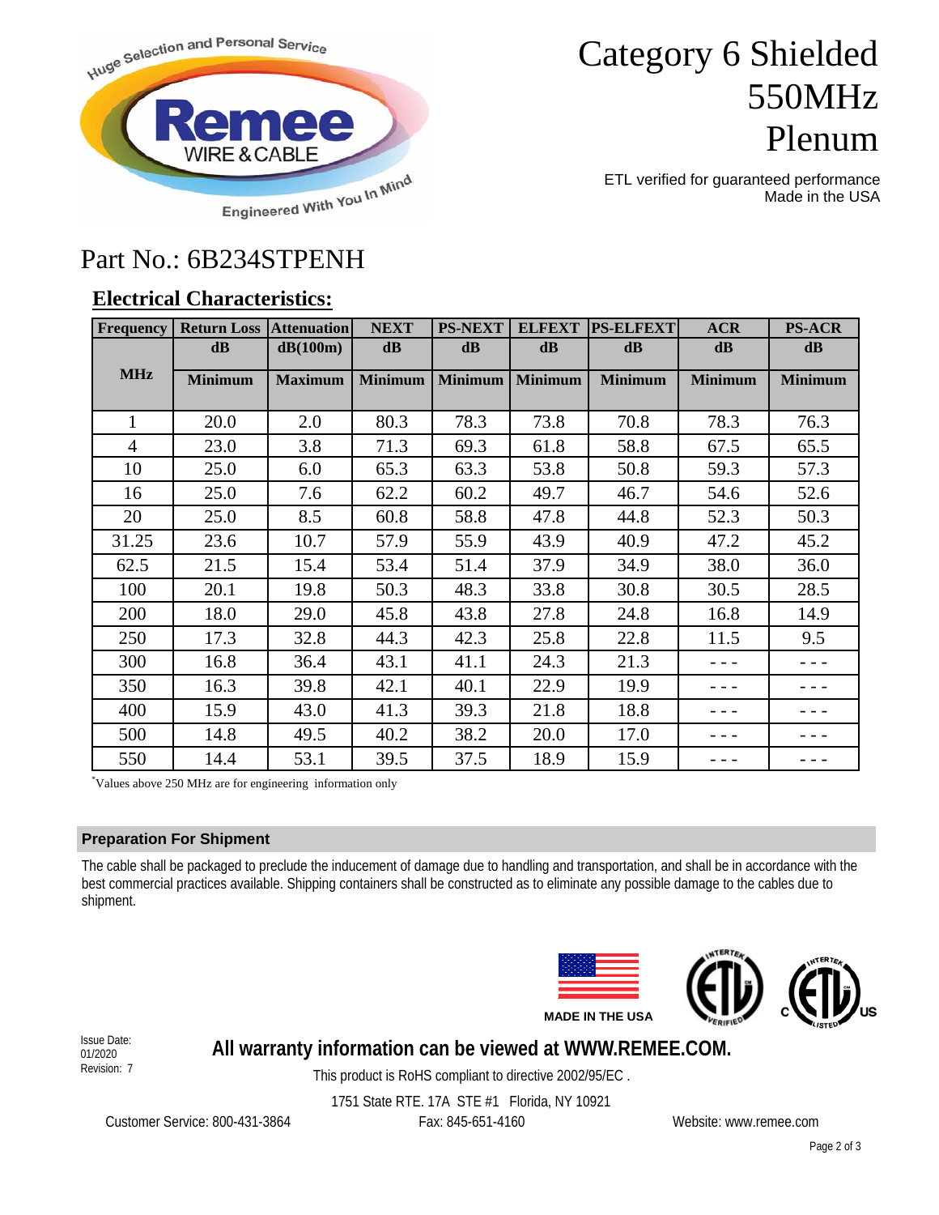# Category 6 Shielded 550MHz Plenum

ETL verified for guaranteed performance
Made in the USA

## Part No.: 6B234STPENH

### Electrical Characteristics:

| Frequency | Return Loss | Attenuation | NEXT | PS-NEXT | ELFEXT | PS-ELFEXT | ACR | PS-ACR |
|---|---|---|---|---|---|---|---|---|
| MHz | dB | dB(100m) | dB | dB | dB | dB | dB | dB |
| | Minimum | Maximum | Minimum | Minimum | Minimum | Minimum | Minimum | Minimum |
| 1 | 20.0 | 2.0 | 80.3 | 78.3 | 73.8 | 70.8 | 78.3 | 76.3 |
| 4 | 23.0 | 3.8 | 71.3 | 69.3 | 61.8 | 58.8 | 67.5 | 65.5 |
| 10 | 25.0 | 6.0 | 65.3 | 63.3 | 53.8 | 50.8 | 59.3 | 57.3 |
| 16 | 25.0 | 7.6 | 62.2 | 60.2 | 49.7 | 46.7 | 54.6 | 52.6 |
| 20 | 25.0 | 8.5 | 60.8 | 58.8 | 47.8 | 44.8 | 52.3 | 50.3 |
| 31.25 | 23.6 | 10.7 | 57.9 | 55.9 | 43.9 | 40.9 | 47.2 | 45.2 |
| 62.5 | 21.5 | 15.4 | 53.4 | 51.4 | 37.9 | 34.9 | 38.0 | 36.0 |
| 100 | 20.1 | 19.8 | 50.3 | 48.3 | 33.8 | 30.8 | 30.5 | 28.5 |
| 200 | 18.0 | 29.0 | 45.8 | 43.8 | 27.8 | 24.8 | 16.8 | 14.9 |
| 250 | 17.3 | 32.8 | 44.3 | 42.3 | 25.8 | 22.8 | 11.5 | 9.5 |
| 300 | 16.8 | 36.4 | 43.1 | 41.1 | 24.3 | 21.3 | - - - | - - - |
| 350 | 16.3 | 39.8 | 42.1 | 40.1 | 22.9 | 19.9 | - - - | - - - |
| 400 | 15.9 | 43.0 | 41.3 | 39.3 | 21.8 | 18.8 | - - - | - - - |
| 500 | 14.8 | 49.5 | 40.2 | 38.2 | 20.0 | 17.0 | - - - | - - - |
| 550 | 14.4 | 53.1 | 39.5 | 37.5 | 18.9 | 15.9 | - - - | - - - |

*Values above 250 MHz are for engineering information only

### Preparation For Shipment

The cable shall be packaged to preclude the inducement of damage due to handling and transportation, and shall be in accordance with the best commercial practices available. Shipping containers shall be constructed as to eliminate any possible damage to the cables due to shipment.

MADE IN THE USA

Issue Date: 01/2020
Revision: 7

**All warranty information can be viewed at WWW.REMEE.COM.**

This product is RoHS compliant to directive 2002/95/EC .

1751 State RTE. 17A STE #1 Florida, NY 10921

Customer Service: 800-431-3864 Fax: 845-651-4160 Website: www.remee.com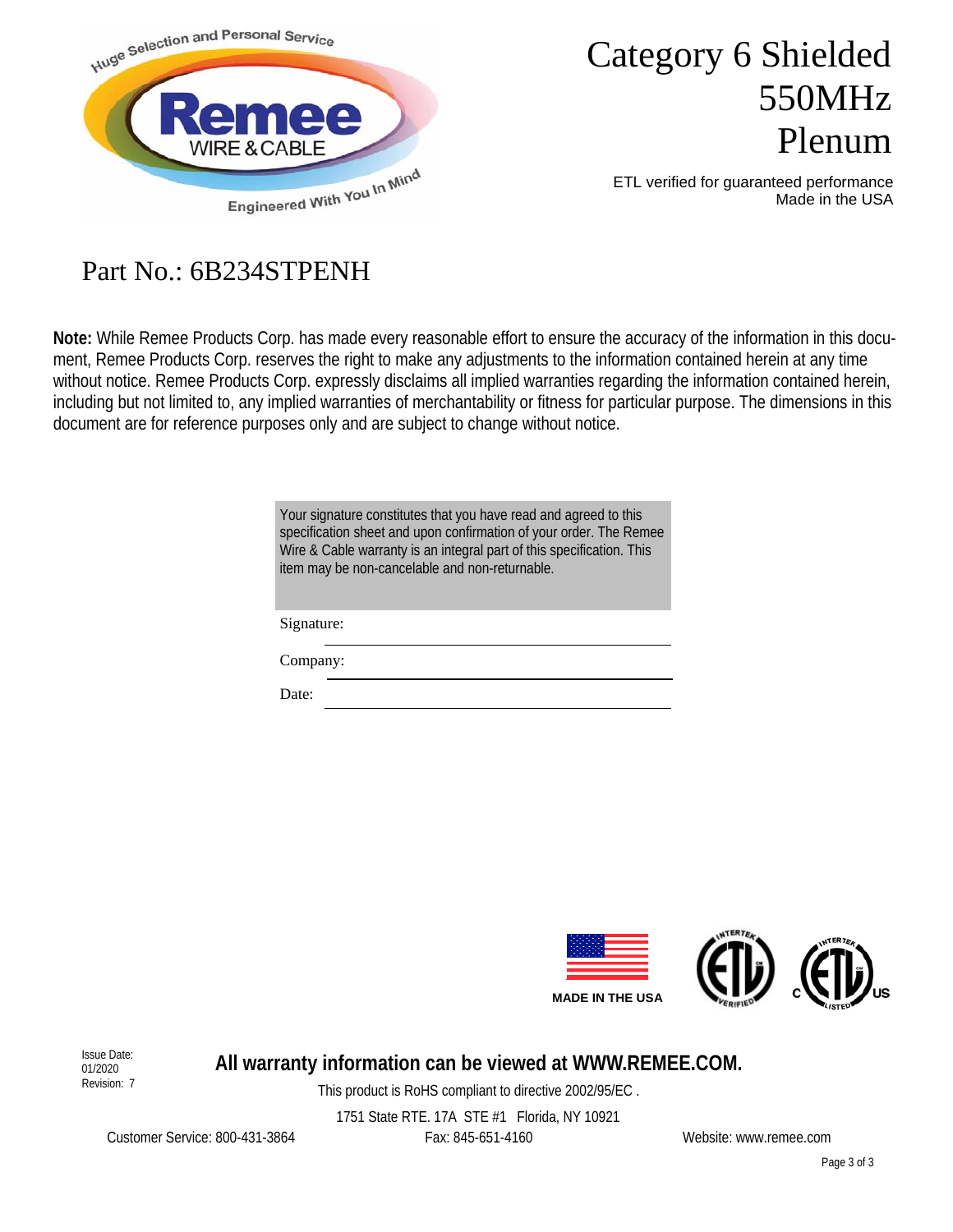# Category 6 Shielded 550MHz Plenum

ETL verified for guaranteed performance
Made in the USA

## Part No.: 6B234STPENH

**Note:** While Remee Products Corp. has made every reasonable effort to ensure the accuracy of the information in this document, Remee Products Corp. reserves the right to make any adjustments to the information contained herein at any time without notice. Remee Products Corp. expressly disclaims all implied warranties regarding the information contained herein, including but not limited to, any implied warranties of merchantability or fitness for particular purpose. The dimensions in this document are for reference purposes only and are subject to change without notice.

Your signature constitutes that you have read and agreed to this specification sheet and upon confirmation of your order. The Remee Wire & Cable warranty is an integral part of this specification. This item may be non-cancelable and non-returnable.

Signature: ____________________

Company: ____________________

Date: ____________________

MADE IN THE USA

Issue Date: 01/2020
Revision: 7

**All warranty information can be viewed at WWW.REMEE.COM.**

This product is RoHS compliant to directive 2002/95/EC .

1751 State RTE. 17A STE #1 Florida, NY 10921

Customer Service: 800-431-3864 Fax: 845-651-4160 Website: www.remee.com